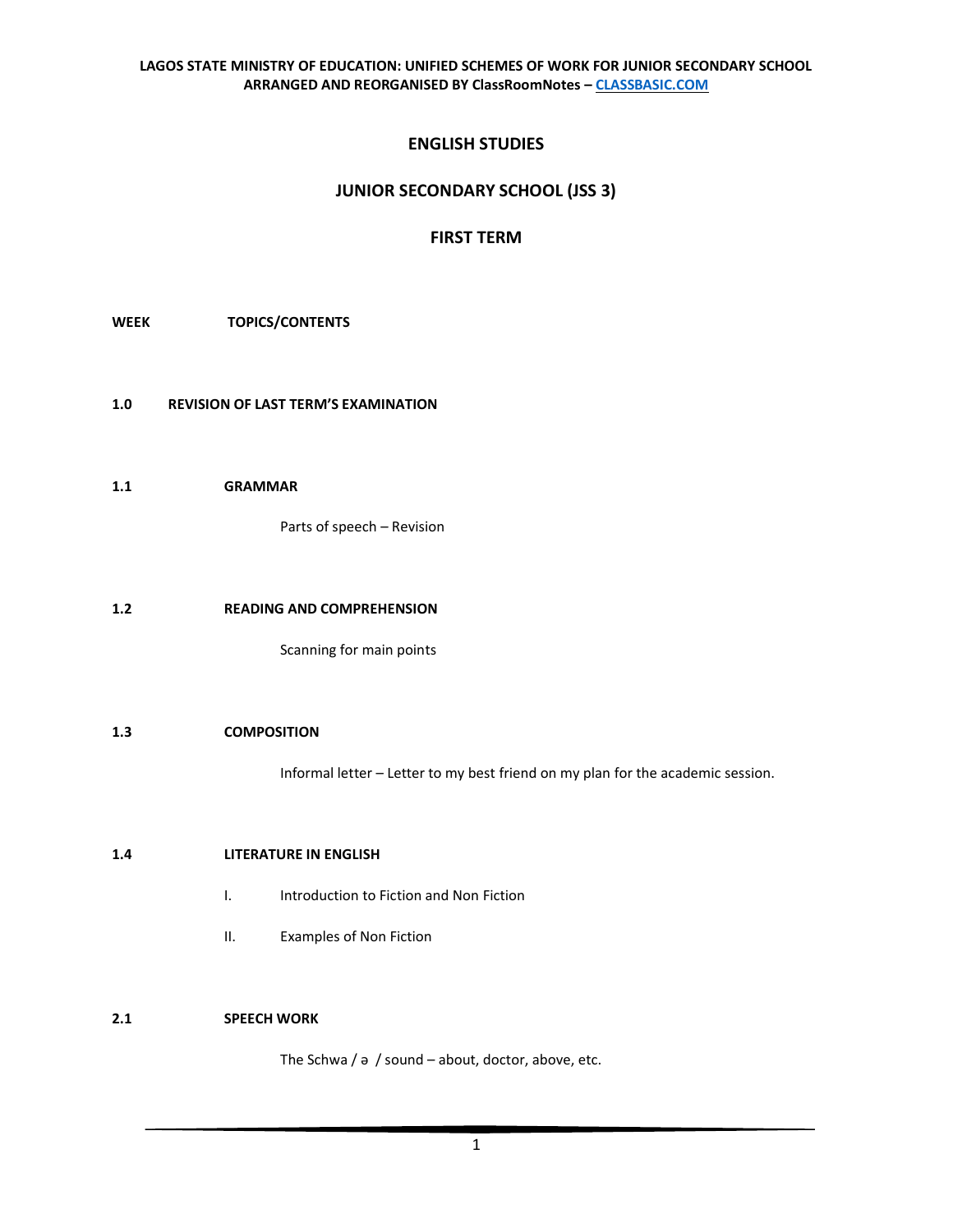# ENGLISH STUDIES

## JUNIOR SECONDARY SCHOOL (JSS 3)

## FIRST TERM

**WEEK** **TOPICS/CONTENTS**

**1.0 REVISION OF LAST TERM'S EXAMINATION**

**1.1 GRAMMAR**

Parts of speech – Revision

**1.2 READING AND COMPREHENSION**

Scanning for main points

**1.3 COMPOSITION**

Informal letter – Letter to my best friend on my plan for the academic session.

**1.4 LITERATURE IN ENGLISH**

I. Introduction to Fiction and Non Fiction

II. Examples of Non Fiction

**2.1 SPEECH WORK**

The Schwa / ə / sound – about, doctor, above, etc.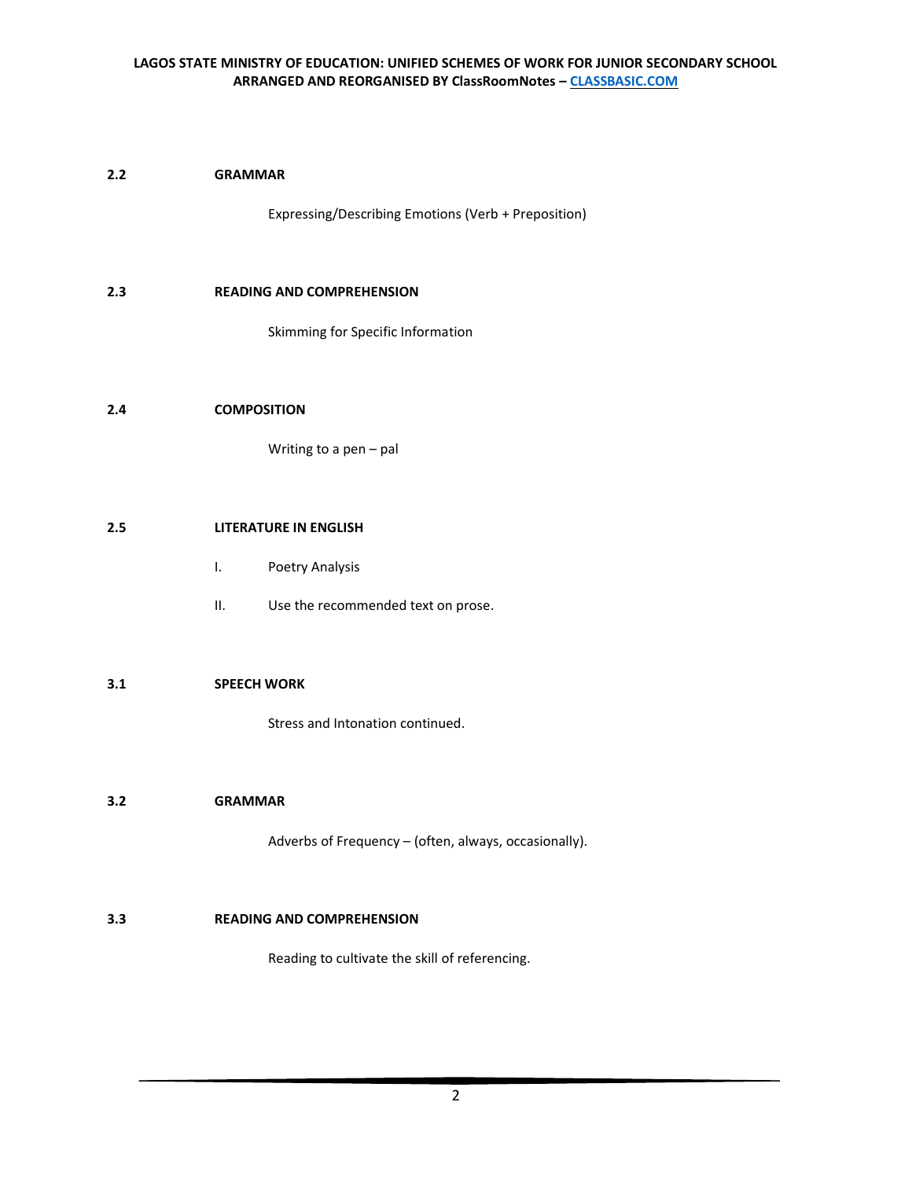**2.2 GRAMMAR**

Expressing/Describing Emotions (Verb + Preposition)

**2.3 READING AND COMPREHENSION**

Skimming for Specific Information

**2.4 COMPOSITION**

Writing to a pen – pal

**2.5 LITERATURE IN ENGLISH**

I. Poetry Analysis

II. Use the recommended text on prose.

**3.1 SPEECH WORK**

Stress and Intonation continued.

**3.2 GRAMMAR**

Adverbs of Frequency – (often, always, occasionally).

**3.3 READING AND COMPREHENSION**

Reading to cultivate the skill of referencing.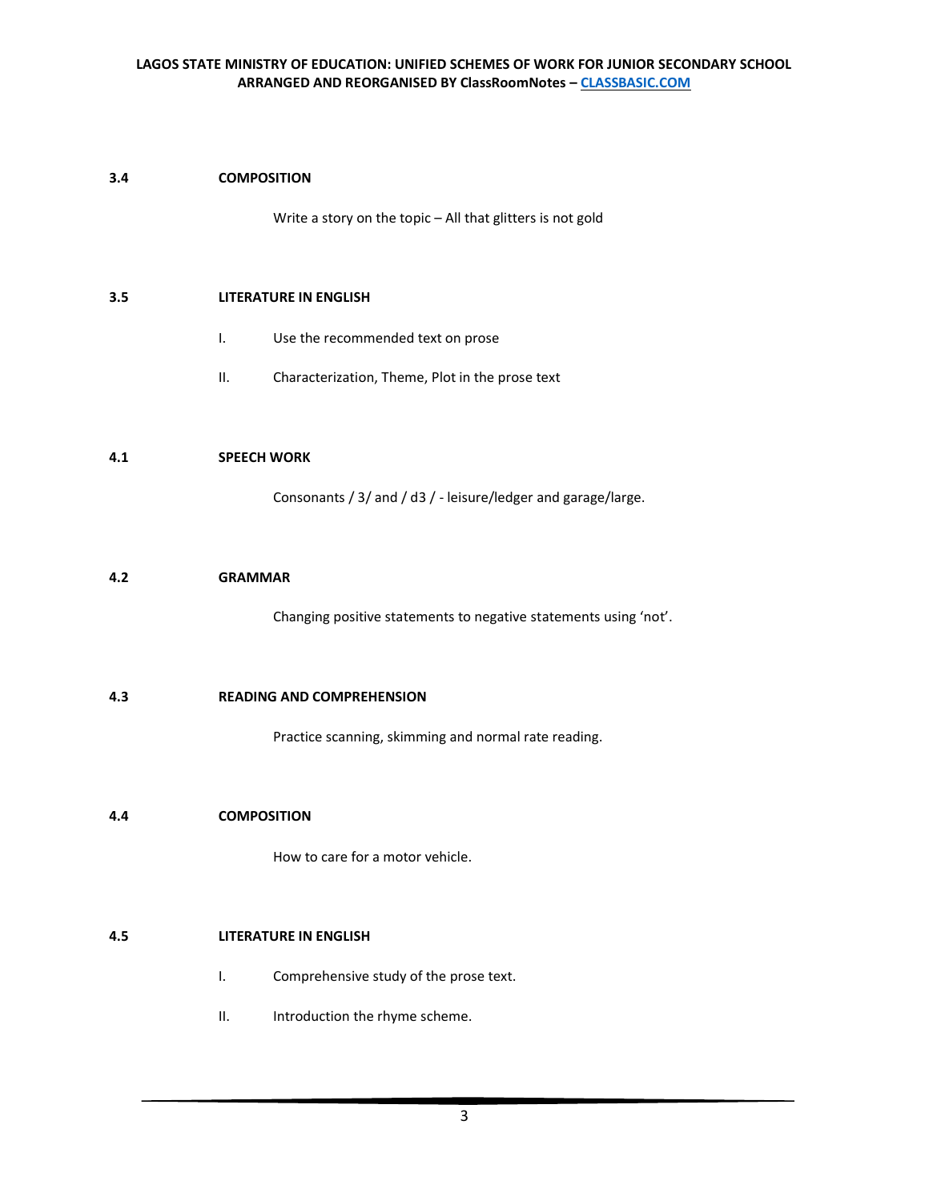**3.4 COMPOSITION**

Write a story on the topic – All that glitters is not gold

**3.5 LITERATURE IN ENGLISH**

I. Use the recommended text on prose

II. Characterization, Theme, Plot in the prose text

**4.1 SPEECH WORK**

Consonants / 3/ and / d3 / - leisure/ledger and garage/large.

**4.2 GRAMMAR**

Changing positive statements to negative statements using 'not'.

**4.3 READING AND COMPREHENSION**

Practice scanning, skimming and normal rate reading.

**4.4 COMPOSITION**

How to care for a motor vehicle.

**4.5 LITERATURE IN ENGLISH**

I. Comprehensive study of the prose text.

II. Introduction the rhyme scheme.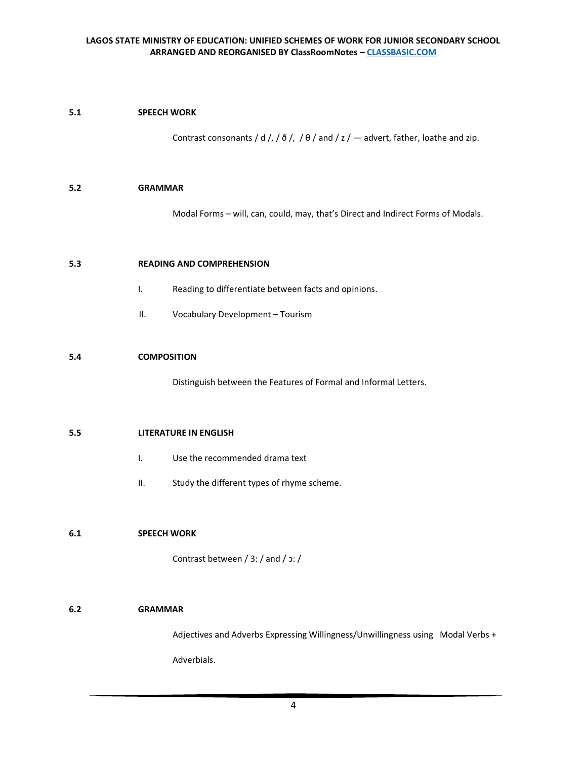**5.1 SPEECH WORK**

Contrast consonants / d /, / ð /, / θ / and / z / — advert, father, loathe and zip.

**5.2 GRAMMAR**

Modal Forms – will, can, could, may, that's Direct and Indirect Forms of Modals.

**5.3 READING AND COMPREHENSION**

I. Reading to differentiate between facts and opinions.

II. Vocabulary Development – Tourism

**5.4 COMPOSITION**

Distinguish between the Features of Formal and Informal Letters.

**5.5 LITERATURE IN ENGLISH**

I. Use the recommended drama text

II. Study the different types of rhyme scheme.

**6.1 SPEECH WORK**

Contrast between / 3: / and / ɔ: /

**6.2 GRAMMAR**

Adjectives and Adverbs Expressing Willingness/Unwillingness using Modal Verbs + Adverbials.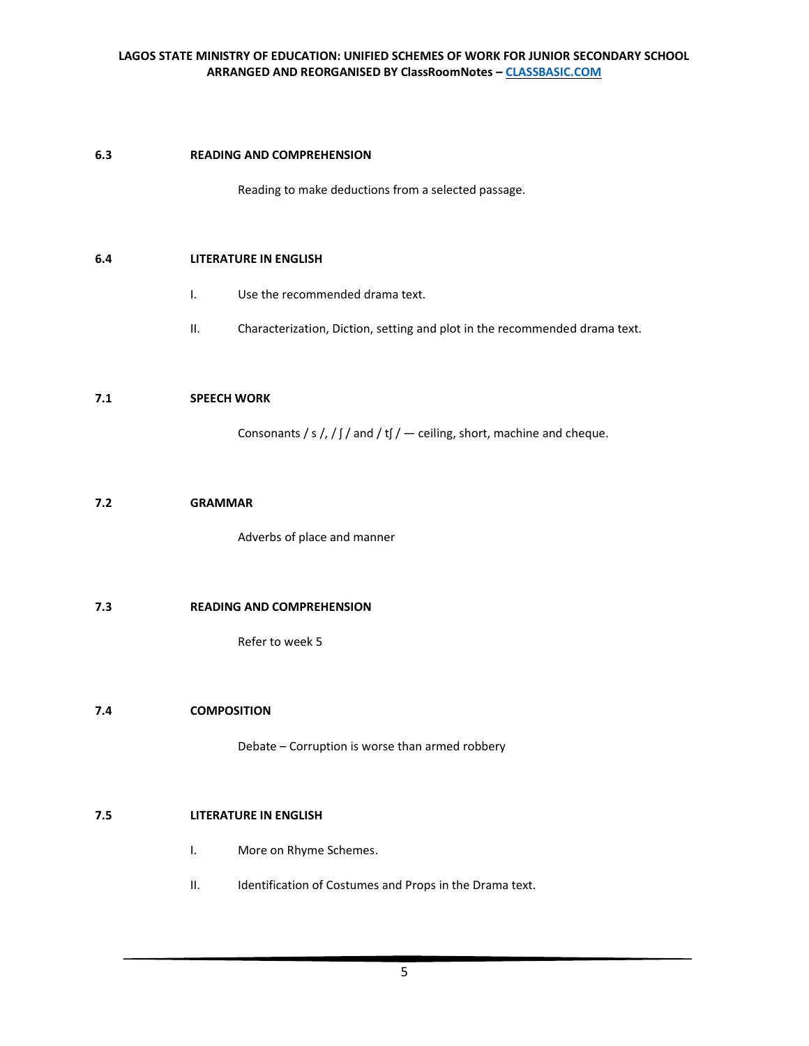**6.3 READING AND COMPREHENSION**

Reading to make deductions from a selected passage.

**6.4 LITERATURE IN ENGLISH**

I. Use the recommended drama text.

II. Characterization, Diction, setting and plot in the recommended drama text.

**7.1 SPEECH WORK**

Consonants / s /, / ʃ / and / tʃ / — ceiling, short, machine and cheque.

**7.2 GRAMMAR**

Adverbs of place and manner

**7.3 READING AND COMPREHENSION**

Refer to week 5

**7.4 COMPOSITION**

Debate – Corruption is worse than armed robbery

**7.5 LITERATURE IN ENGLISH**

I. More on Rhyme Schemes.

II. Identification of Costumes and Props in the Drama text.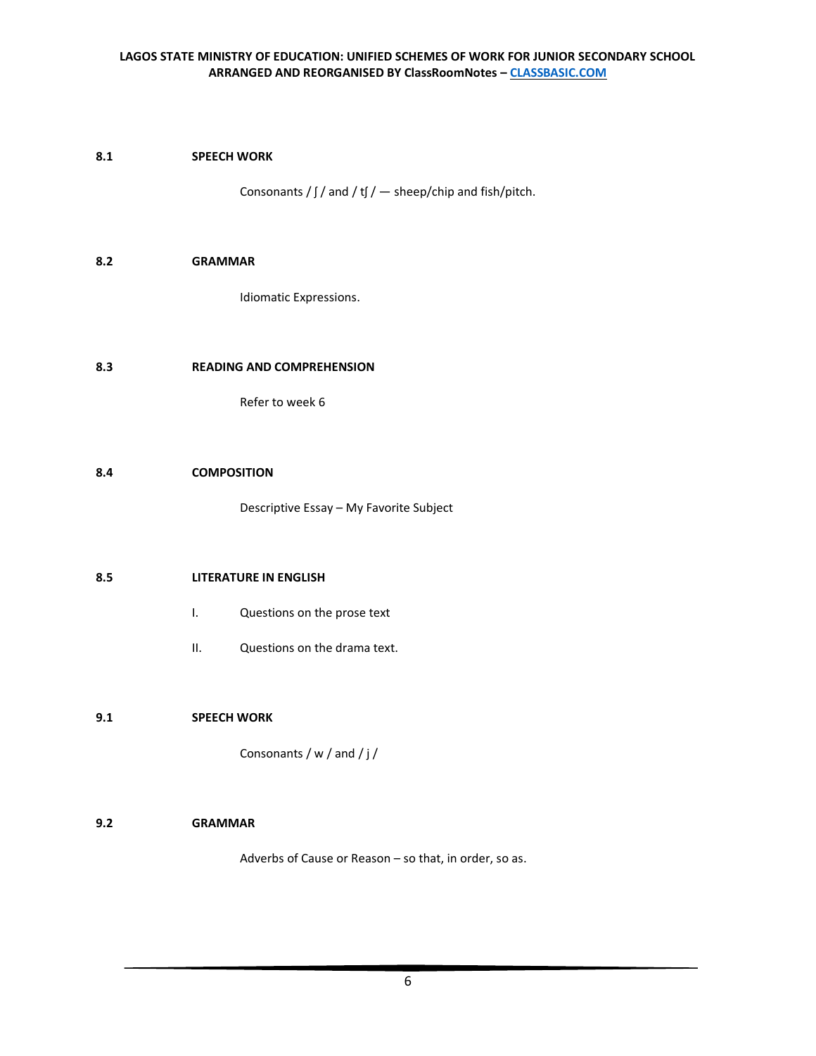**8.1 SPEECH WORK**

Consonants / ʃ / and / tʃ / — sheep/chip and fish/pitch.

**8.2 GRAMMAR**

Idiomatic Expressions.

**8.3 READING AND COMPREHENSION**

Refer to week 6

**8.4 COMPOSITION**

Descriptive Essay – My Favorite Subject

**8.5 LITERATURE IN ENGLISH**

I. Questions on the prose text

II. Questions on the drama text.

**9.1 SPEECH WORK**

Consonants / w / and / j /

**9.2 GRAMMAR**

Adverbs of Cause or Reason – so that, in order, so as.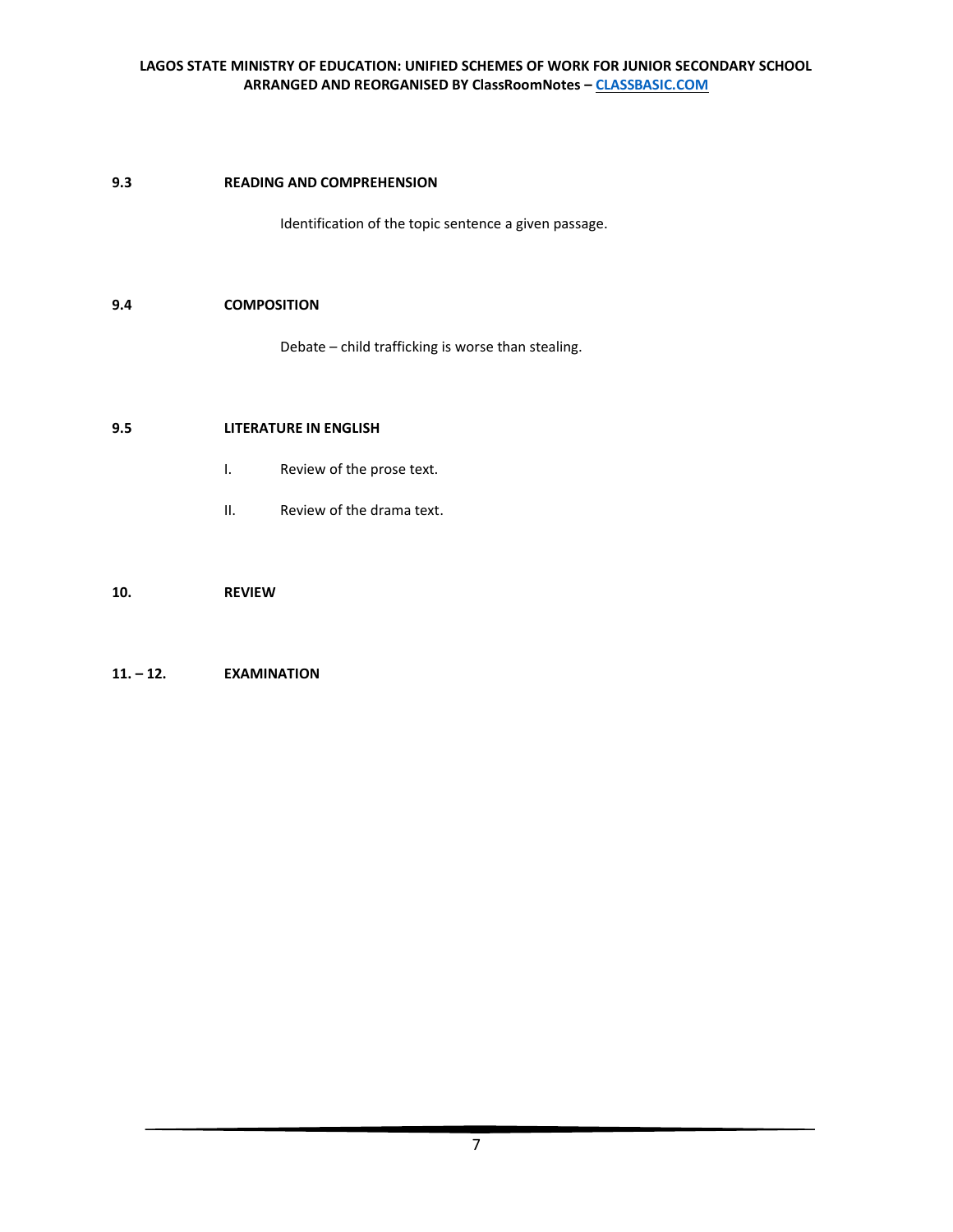**9.3 READING AND COMPREHENSION**

Identification of the topic sentence a given passage.

**9.4 COMPOSITION**

Debate – child trafficking is worse than stealing.

**9.5 LITERATURE IN ENGLISH**

I. Review of the prose text.

II. Review of the drama text.

**10. REVIEW**

**11. – 12. EXAMINATION**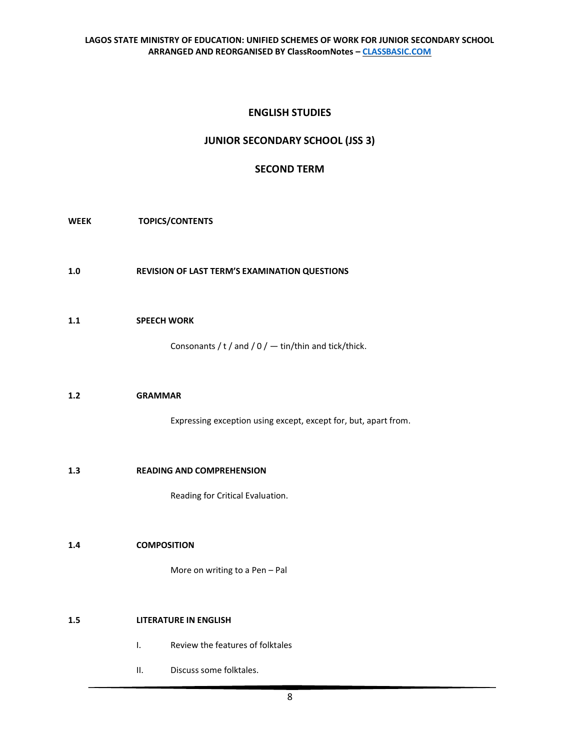## ENGLISH STUDIES

## JUNIOR SECONDARY SCHOOL (JSS 3)

## SECOND TERM

**WEEK** **TOPICS/CONTENTS**

**1.0 REVISION OF LAST TERM'S EXAMINATION QUESTIONS**

**1.1 SPEECH WORK**

Consonants / t / and / 0 / — tin/thin and tick/thick.

**1.2 GRAMMAR**

Expressing exception using except, except for, but, apart from.

**1.3 READING AND COMPREHENSION**

Reading for Critical Evaluation.

**1.4 COMPOSITION**

More on writing to a Pen – Pal

**1.5 LITERATURE IN ENGLISH**

I. Review the features of folktales

II. Discuss some folktales.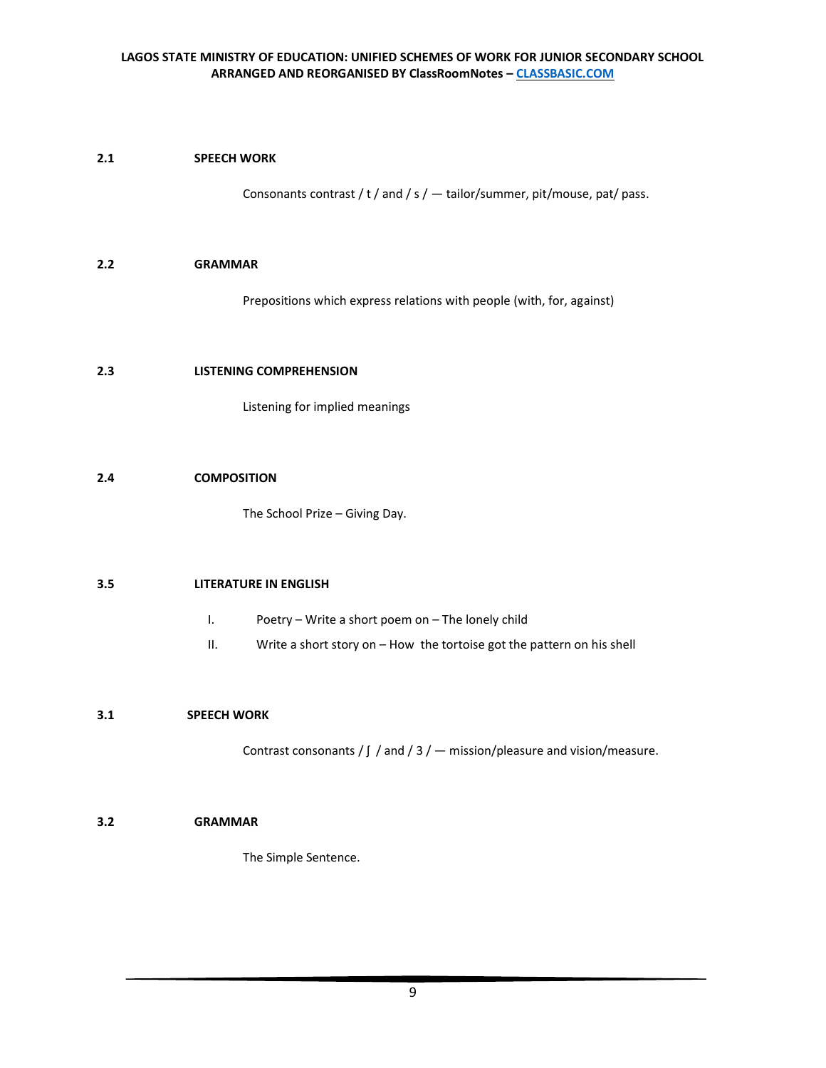**2.1 SPEECH WORK**

Consonants contrast / t / and / s / — tailor/summer, pit/mouse, pat/ pass.

**2.2 GRAMMAR**

Prepositions which express relations with people (with, for, against)

**2.3 LISTENING COMPREHENSION**

Listening for implied meanings

**2.4 COMPOSITION**

The School Prize – Giving Day.

**3.5 LITERATURE IN ENGLISH**

I. Poetry – Write a short poem on – The lonely child

II. Write a short story on – How the tortoise got the pattern on his shell

**3.1 SPEECH WORK**

Contrast consonants / ʃ / and / 3 / — mission/pleasure and vision/measure.

**3.2 GRAMMAR**

The Simple Sentence.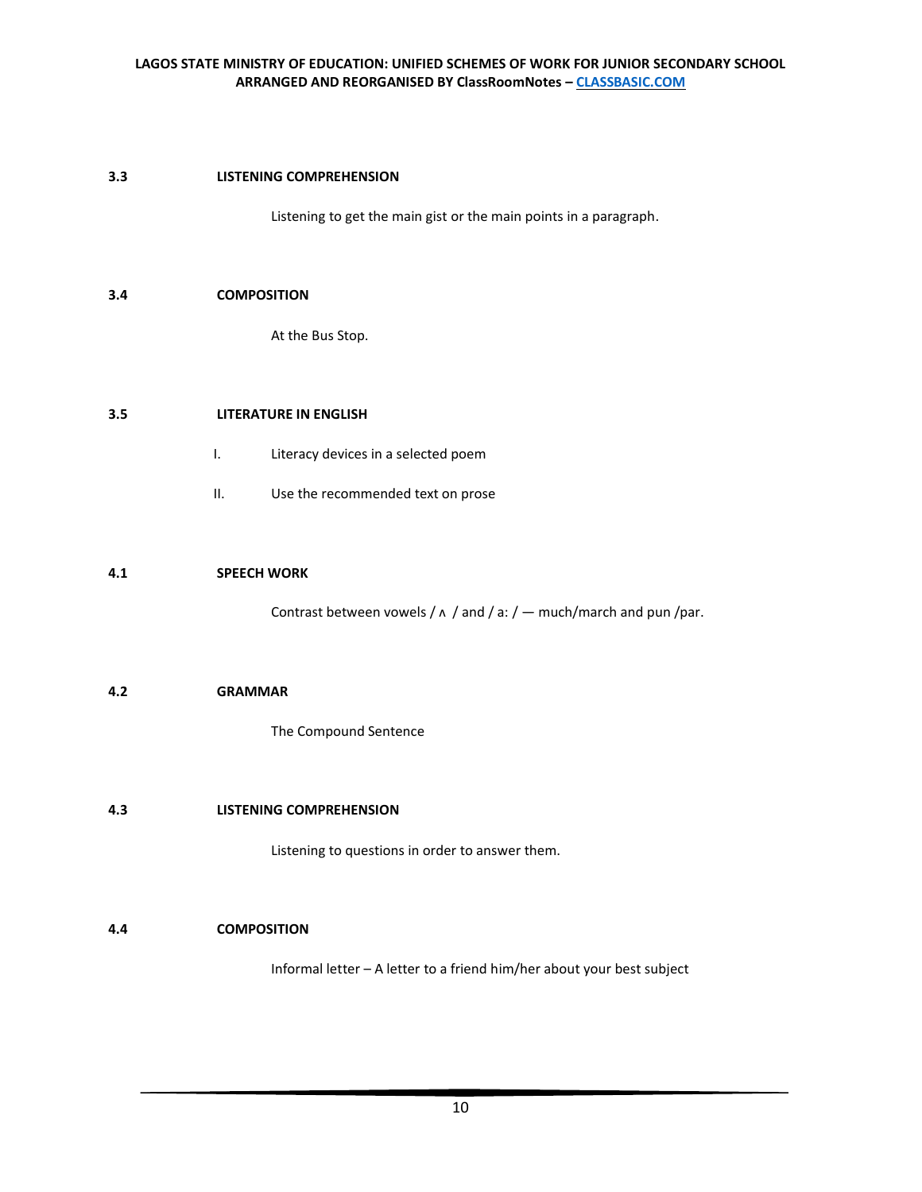**3.3 LISTENING COMPREHENSION**

Listening to get the main gist or the main points in a paragraph.

**3.4 COMPOSITION**

At the Bus Stop.

**3.5 LITERATURE IN ENGLISH**

I. Literacy devices in a selected poem

II. Use the recommended text on prose

**4.1 SPEECH WORK**

Contrast between vowels / ʌ / and / a: / — much/march and pun /par.

**4.2 GRAMMAR**

The Compound Sentence

**4.3 LISTENING COMPREHENSION**

Listening to questions in order to answer them.

**4.4 COMPOSITION**

Informal letter – A letter to a friend him/her about your best subject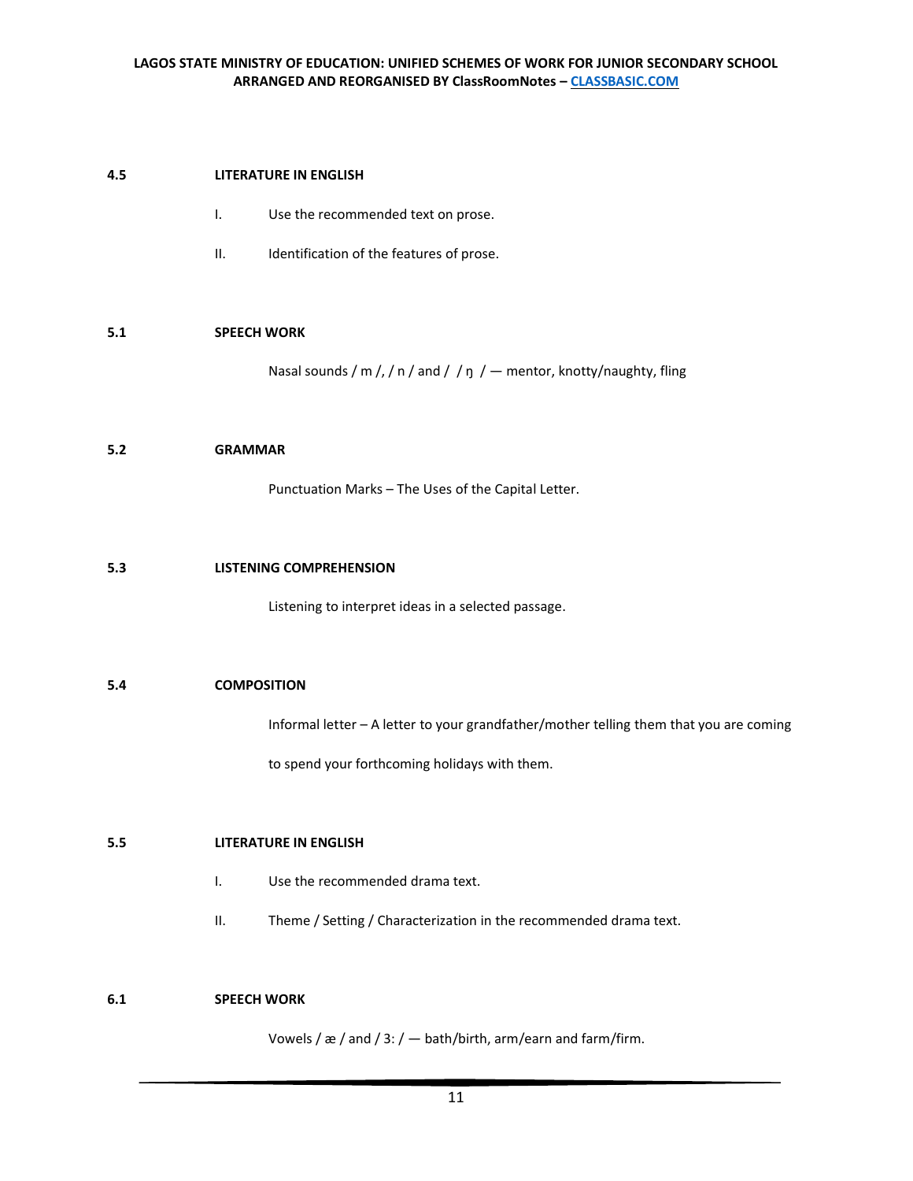## 4.5 LITERATURE IN ENGLISH

I. Use the recommended text on prose.

II. Identification of the features of prose.

## 5.1 SPEECH WORK

Nasal sounds / m /, / n / and / / ŋ / — mentor, knotty/naughty, fling

## 5.2 GRAMMAR

Punctuation Marks – The Uses of the Capital Letter.

## 5.3 LISTENING COMPREHENSION

Listening to interpret ideas in a selected passage.

## 5.4 COMPOSITION

Informal letter – A letter to your grandfather/mother telling them that you are coming to spend your forthcoming holidays with them.

## 5.5 LITERATURE IN ENGLISH

I. Use the recommended drama text.

II. Theme / Setting / Characterization in the recommended drama text.

## 6.1 SPEECH WORK

Vowels / æ / and / 3: / — bath/birth, arm/earn and farm/firm.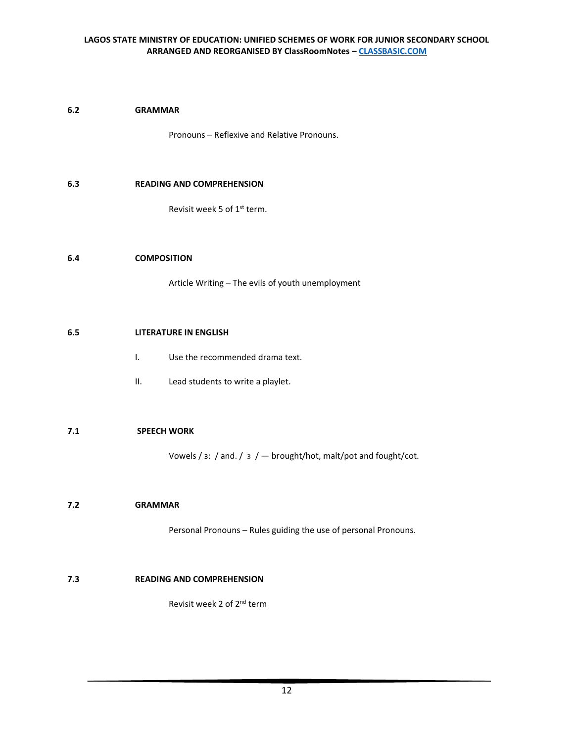**6.2 GRAMMAR**

Pronouns – Reflexive and Relative Pronouns.

**6.3 READING AND COMPREHENSION**

Revisit week 5 of 1st term.

**6.4 COMPOSITION**

Article Writing – The evils of youth unemployment

**6.5 LITERATURE IN ENGLISH**

I. Use the recommended drama text.

II. Lead students to write a playlet.

**7.1 SPEECH WORK**

Vowels / ɜ: / and. / ɜ / — brought/hot, malt/pot and fought/cot.

**7.2 GRAMMAR**

Personal Pronouns – Rules guiding the use of personal Pronouns.

**7.3 READING AND COMPREHENSION**

Revisit week 2 of 2nd term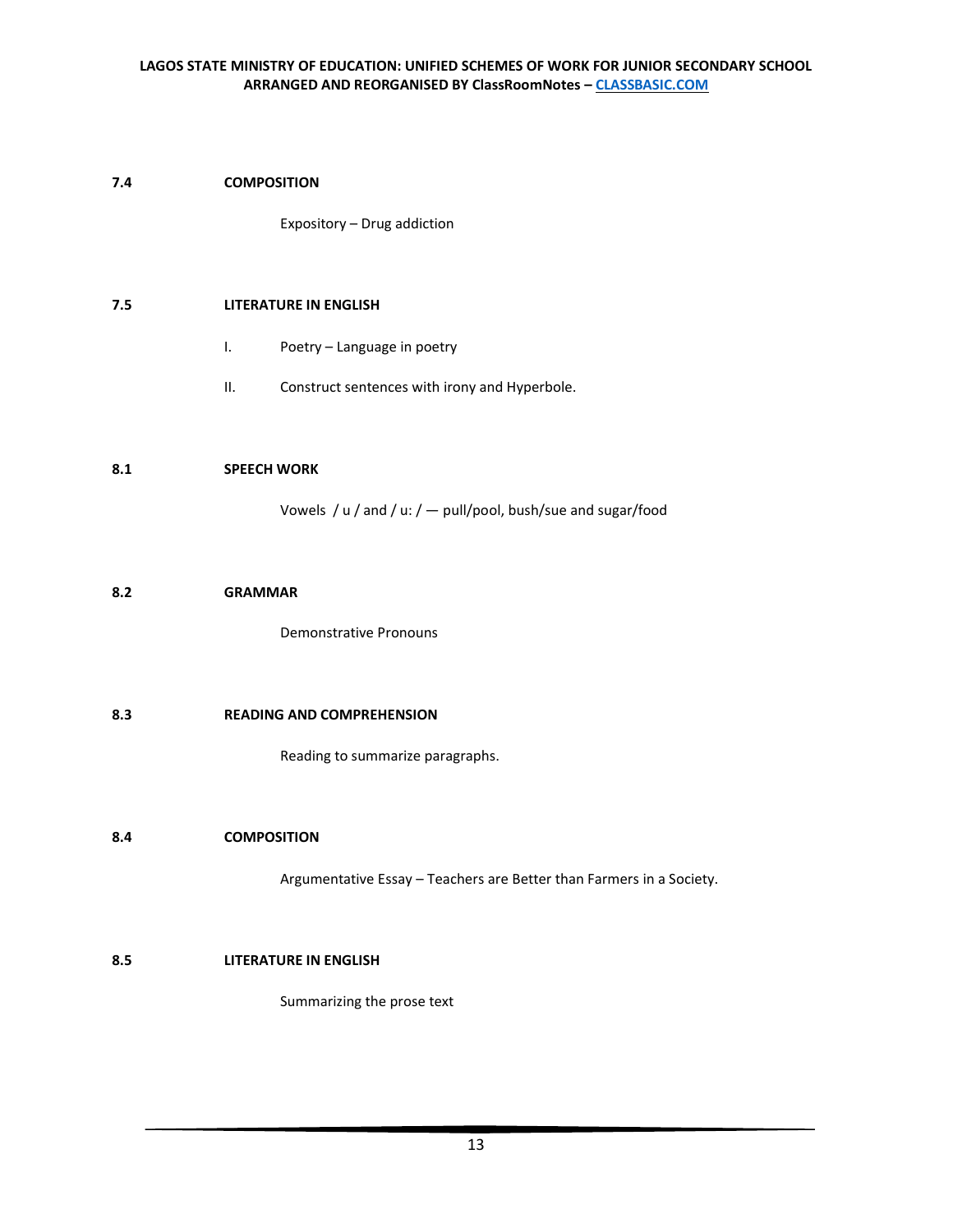**7.4 COMPOSITION**

Expository – Drug addiction

**7.5 LITERATURE IN ENGLISH**

I. Poetry – Language in poetry

II. Construct sentences with irony and Hyperbole.

**8.1 SPEECH WORK**

Vowels / u / and / u: / — pull/pool, bush/sue and sugar/food

**8.2 GRAMMAR**

Demonstrative Pronouns

**8.3 READING AND COMPREHENSION**

Reading to summarize paragraphs.

**8.4 COMPOSITION**

Argumentative Essay – Teachers are Better than Farmers in a Society.

**8.5 LITERATURE IN ENGLISH**

Summarizing the prose text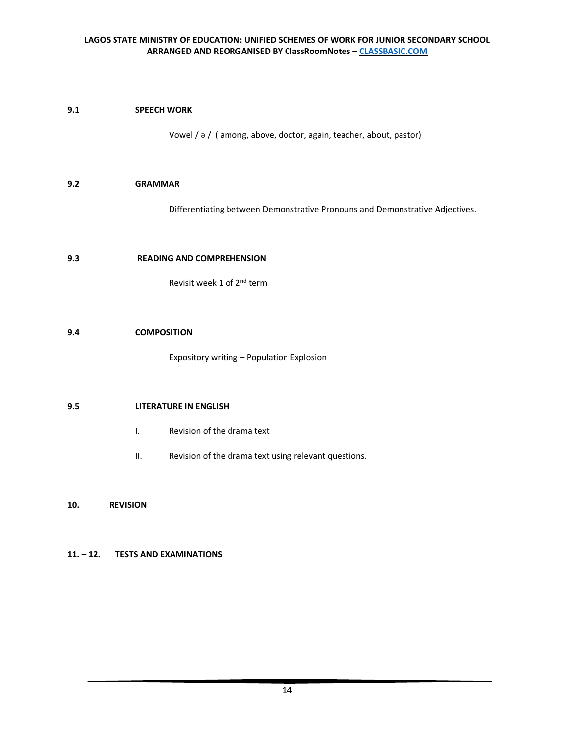**9.1 SPEECH WORK**

Vowel / ə / ( among, above, doctor, again, teacher, about, pastor)

**9.2 GRAMMAR**

Differentiating between Demonstrative Pronouns and Demonstrative Adjectives.

**9.3 READING AND COMPREHENSION**

Revisit week 1 of 2nd term

**9.4 COMPOSITION**

Expository writing – Population Explosion

**9.5 LITERATURE IN ENGLISH**

I. Revision of the drama text

II. Revision of the drama text using relevant questions.

**10. REVISION**

**11. – 12. TESTS AND EXAMINATIONS**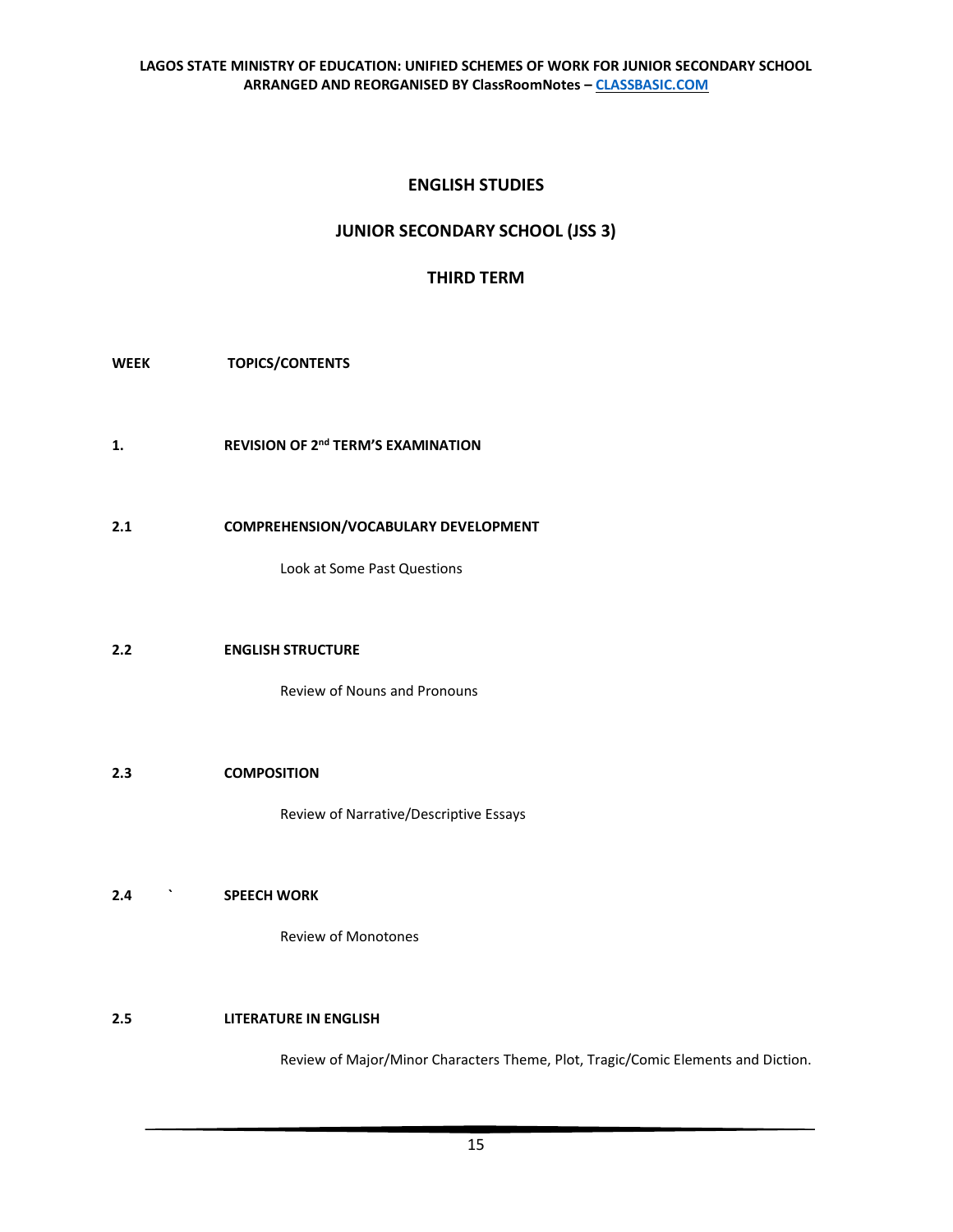## ENGLISH STUDIES

## JUNIOR SECONDARY SCHOOL (JSS 3)

## THIRD TERM

| WEEK | TOPICS/CONTENTS |
| --- | --- |
| 1. | **REVISION OF 2nd TERM'S EXAMINATION** |
| 2.1 | **COMPREHENSION/VOCABULARY DEVELOPMENT** |
| | Look at Some Past Questions |
| 2.2 | **ENGLISH STRUCTURE** |
| | Review of Nouns and Pronouns |
| 2.3 | **COMPOSITION** |
| | Review of Narrative/Descriptive Essays |
| 2.4 ` | **SPEECH WORK** |
| | Review of Monotones |
| 2.5 | **LITERATURE IN ENGLISH** |
| | Review of Major/Minor Characters Theme, Plot, Tragic/Comic Elements and Diction. |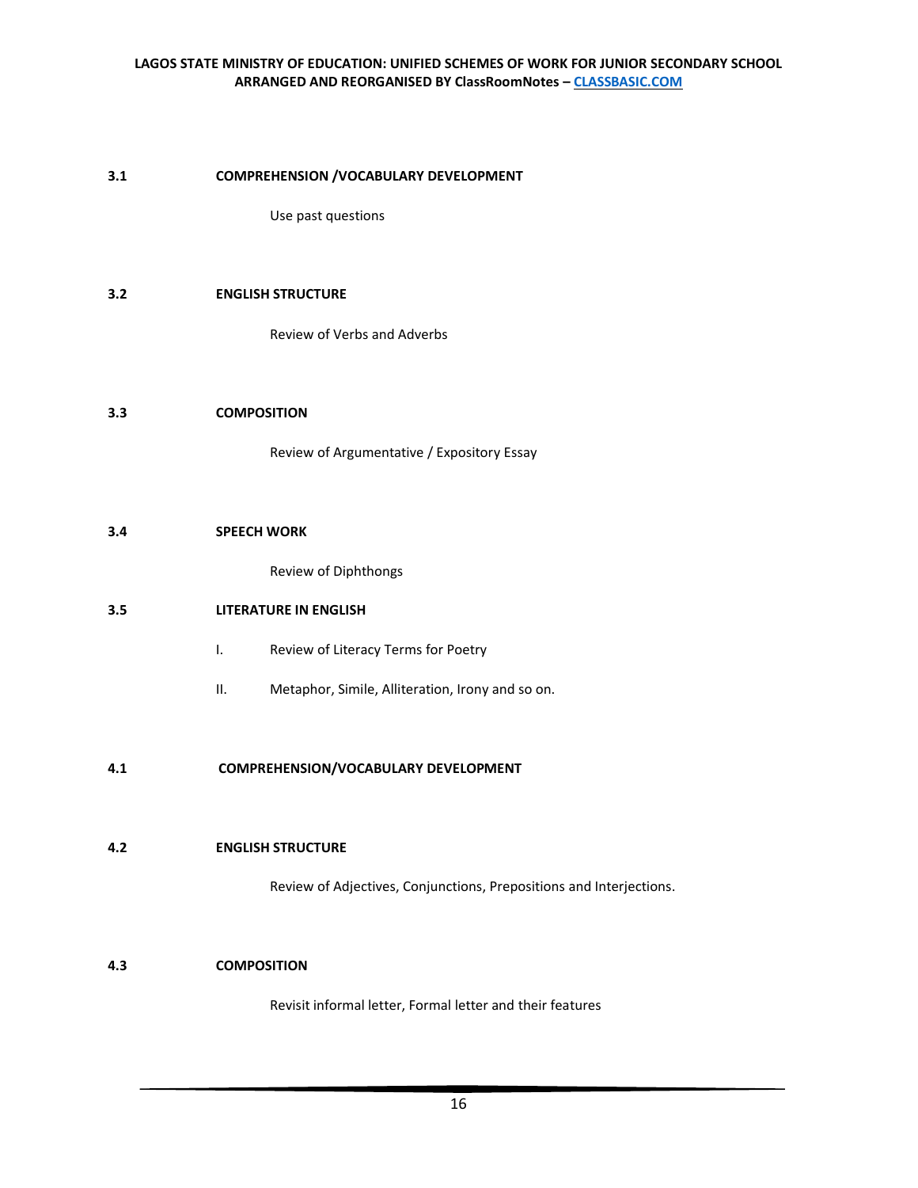**3.1 COMPREHENSION /VOCABULARY DEVELOPMENT**

Use past questions

**3.2 ENGLISH STRUCTURE**

Review of Verbs and Adverbs

**3.3 COMPOSITION**

Review of Argumentative / Expository Essay

**3.4 SPEECH WORK**

Review of Diphthongs

**3.5 LITERATURE IN ENGLISH**

I. Review of Literacy Terms for Poetry

II. Metaphor, Simile, Alliteration, Irony and so on.

**4.1 COMPREHENSION/VOCABULARY DEVELOPMENT**

**4.2 ENGLISH STRUCTURE**

Review of Adjectives, Conjunctions, Prepositions and Interjections.

**4.3 COMPOSITION**

Revisit informal letter, Formal letter and their features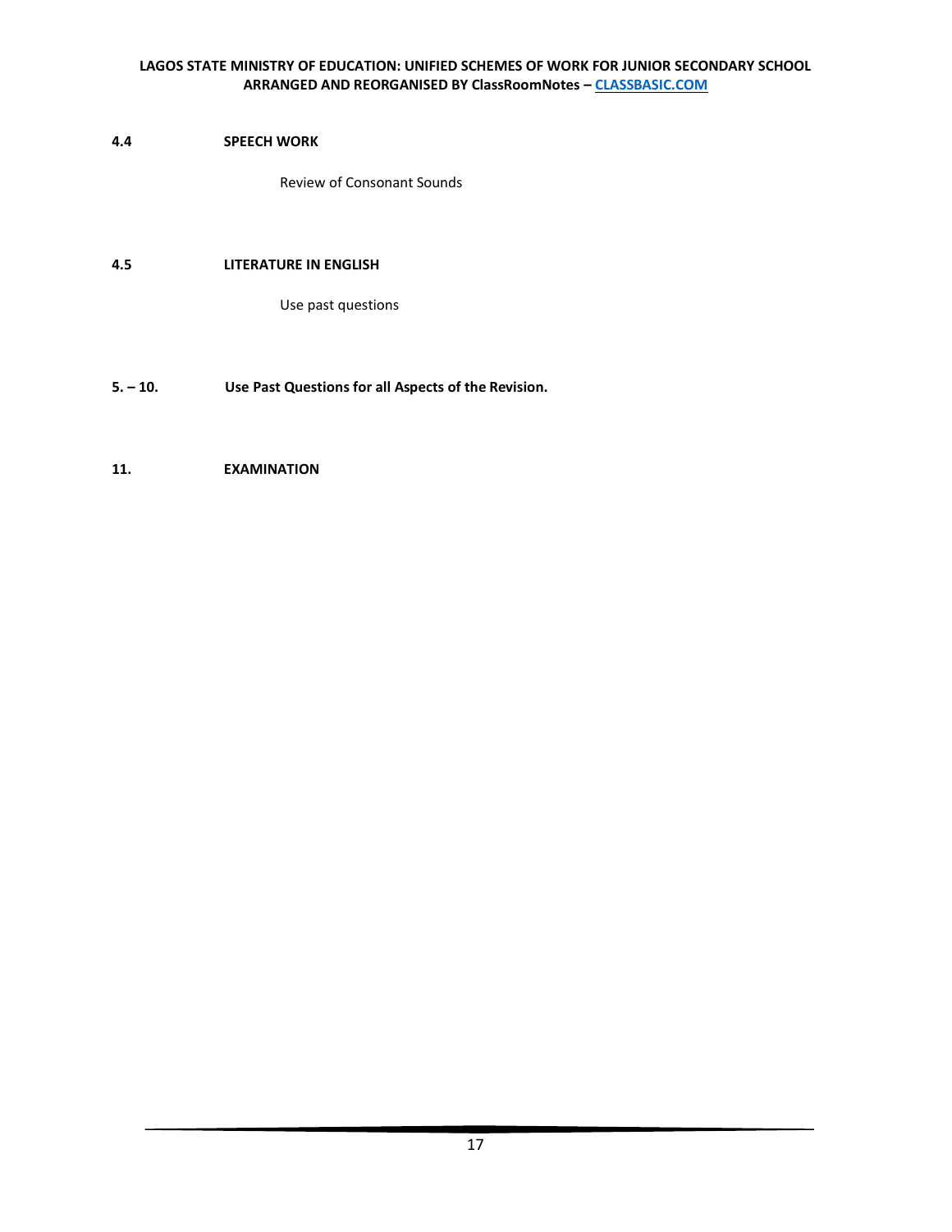**4.4 SPEECH WORK**

Review of Consonant Sounds

**4.5 LITERATURE IN ENGLISH**

Use past questions

**5. – 10. Use Past Questions for all Aspects of the Revision.**

**11. EXAMINATION**